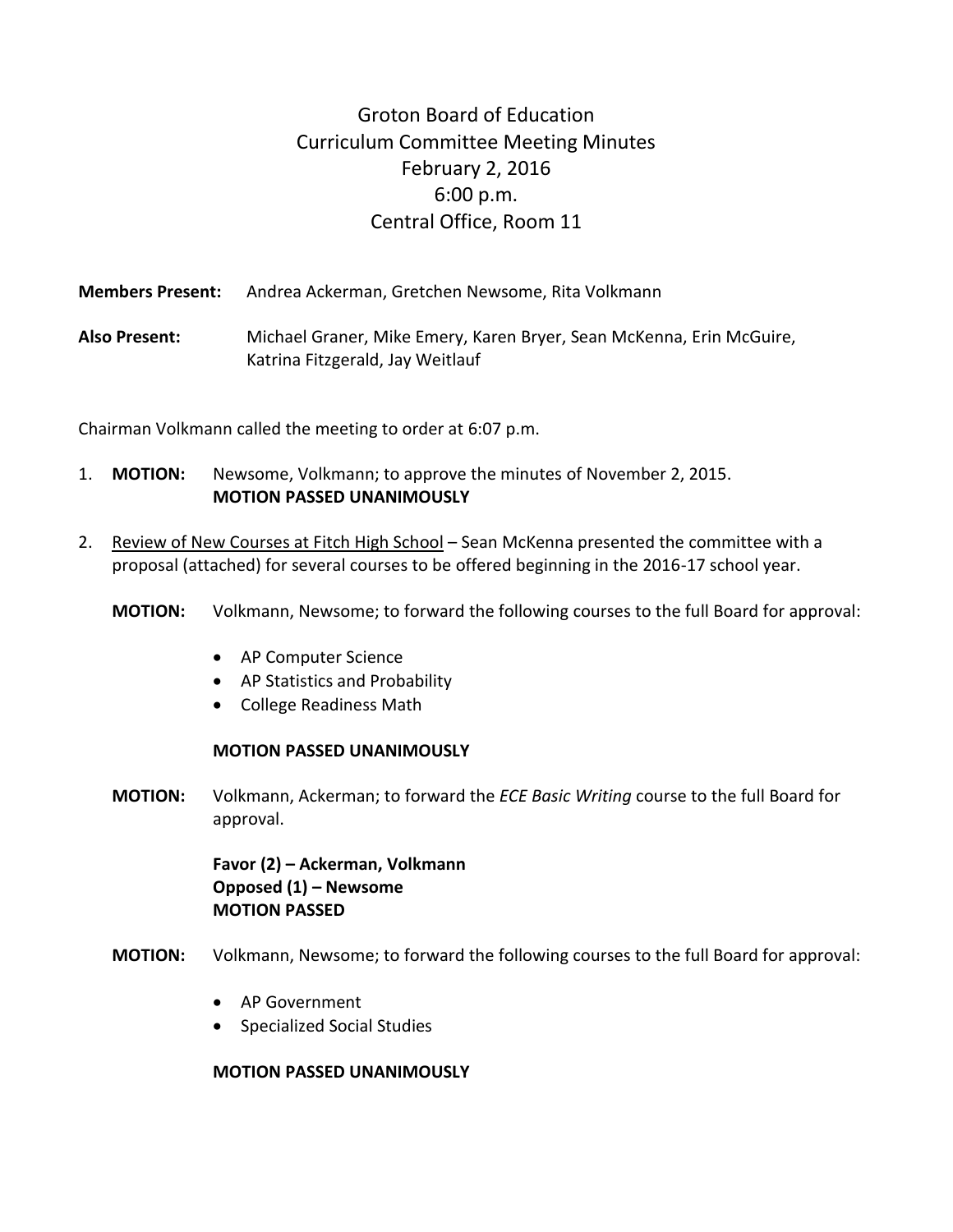# Groton Board of Education
## Curriculum Committee Meeting Minutes
### February 2, 2016
### 6:00 p.m.
### Central Office, Room 11

**Members Present:** Andrea Ackerman, Gretchen Newsome, Rita Volkmann

**Also Present:** Michael Graner, Mike Emery, Karen Bryer, Sean McKenna, Erin McGuire, Katrina Fitzgerald, Jay Weitlauf

Chairman Volkmann called the meeting to order at 6:07 p.m.

1. **MOTION:** Newsome, Volkmann; to approve the minutes of November 2, 2015.
   **MOTION PASSED UNANIMOUSLY**

2. <u>Review of New Courses at Fitch High School</u> – Sean McKenna presented the committee with a proposal (attached) for several courses to be offered beginning in the 2016-17 school year.

   **MOTION:** Volkmann, Newsome; to forward the following courses to the full Board for approval:

   - AP Computer Science
   - AP Statistics and Probability
   - College Readiness Math

   **MOTION PASSED UNANIMOUSLY**

   **MOTION:** Volkmann, Ackerman; to forward the *ECE Basic Writing* course to the full Board for approval.

   **Favor (2) – Ackerman, Volkmann**
   **Opposed (1) – Newsome**
   **MOTION PASSED**

   **MOTION:** Volkmann, Newsome; to forward the following courses to the full Board for approval:

   - AP Government
   - Specialized Social Studies

   **MOTION PASSED UNANIMOUSLY**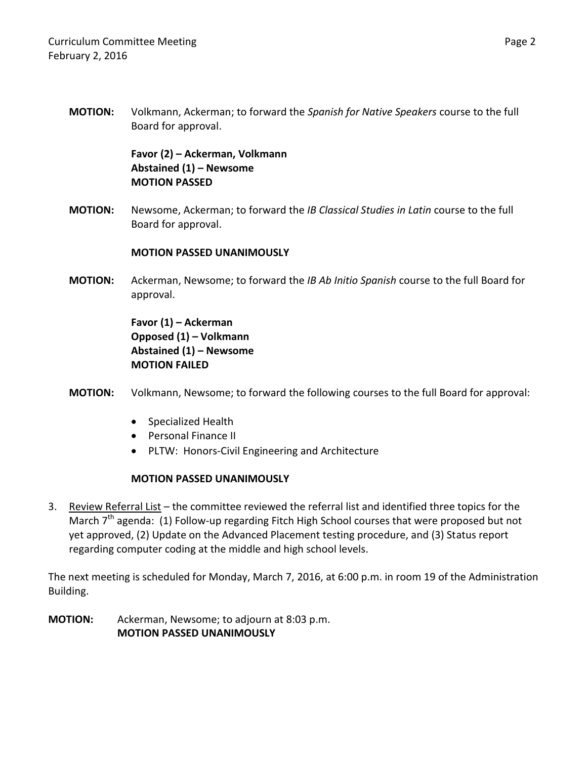**MOTION:** Volkmann, Ackerman; to forward the *Spanish for Native Speakers* course to the full Board for approval.

**Favor (2) – Ackerman, Volkmann**
**Abstained (1) – Newsome**
**MOTION PASSED**

**MOTION:** Newsome, Ackerman; to forward the *IB Classical Studies in Latin* course to the full Board for approval.

**MOTION PASSED UNANIMOUSLY**

**MOTION:** Ackerman, Newsome; to forward the *IB Ab Initio Spanish* course to the full Board for approval.

**Favor (1) – Ackerman**
**Opposed (1) – Volkmann**
**Abstained (1) – Newsome**
**MOTION FAILED**

**MOTION:** Volkmann, Newsome; to forward the following courses to the full Board for approval:

- Specialized Health
- Personal Finance II
- PLTW: Honors-Civil Engineering and Architecture

**MOTION PASSED UNANIMOUSLY**

3. Review Referral List – the committee reviewed the referral list and identified three topics for the March 7th agenda: (1) Follow-up regarding Fitch High School courses that were proposed but not yet approved, (2) Update on the Advanced Placement testing procedure, and (3) Status report regarding computer coding at the middle and high school levels.

The next meeting is scheduled for Monday, March 7, 2016, at 6:00 p.m. in room 19 of the Administration Building.

**MOTION:** Ackerman, Newsome; to adjourn at 8:03 p.m.
**MOTION PASSED UNANIMOUSLY**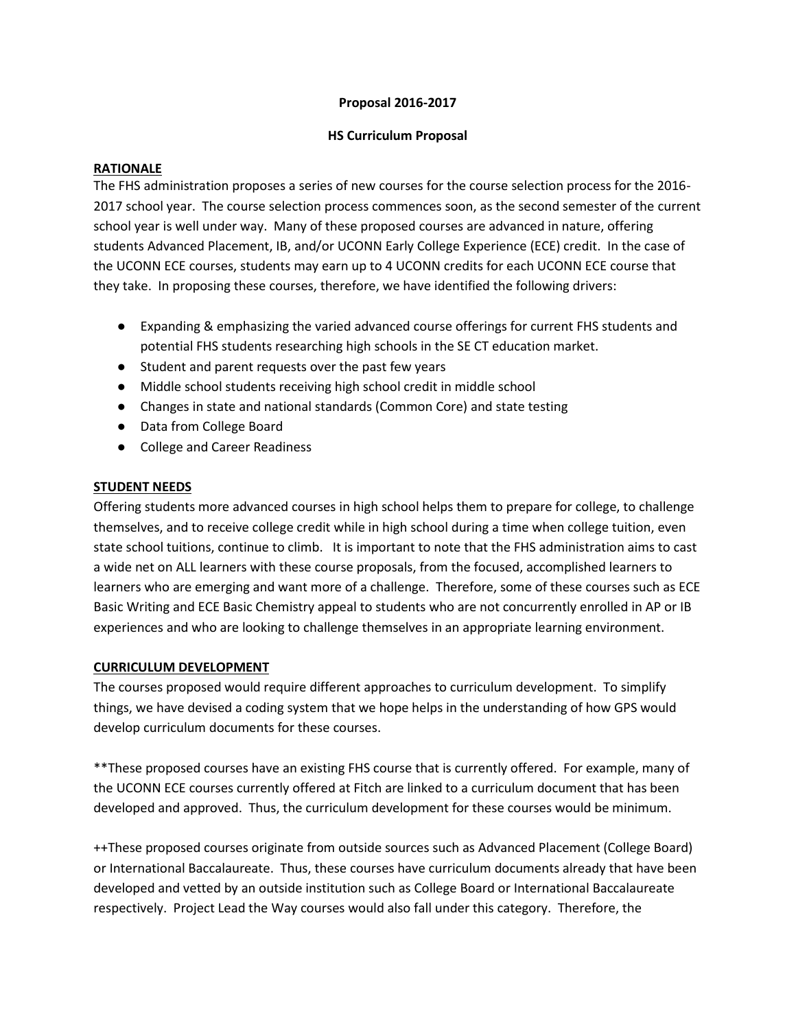**Proposal 2016-2017**

**HS Curriculum Proposal**

**RATIONALE**

The FHS administration proposes a series of new courses for the course selection process for the 2016-2017 school year. The course selection process commences soon, as the second semester of the current school year is well under way. Many of these proposed courses are advanced in nature, offering students Advanced Placement, IB, and/or UCONN Early College Experience (ECE) credit. In the case of the UCONN ECE courses, students may earn up to 4 UCONN credits for each UCONN ECE course that they take. In proposing these courses, therefore, we have identified the following drivers:

- Expanding & emphasizing the varied advanced course offerings for current FHS students and potential FHS students researching high schools in the SE CT education market.
- Student and parent requests over the past few years
- Middle school students receiving high school credit in middle school
- Changes in state and national standards (Common Core) and state testing
- Data from College Board
- College and Career Readiness

**STUDENT NEEDS**

Offering students more advanced courses in high school helps them to prepare for college, to challenge themselves, and to receive college credit while in high school during a time when college tuition, even state school tuitions, continue to climb. It is important to note that the FHS administration aims to cast a wide net on ALL learners with these course proposals, from the focused, accomplished learners to learners who are emerging and want more of a challenge. Therefore, some of these courses such as ECE Basic Writing and ECE Basic Chemistry appeal to students who are not concurrently enrolled in AP or IB experiences and who are looking to challenge themselves in an appropriate learning environment.

**CURRICULUM DEVELOPMENT**

The courses proposed would require different approaches to curriculum development. To simplify things, we have devised a coding system that we hope helps in the understanding of how GPS would develop curriculum documents for these courses.

**These proposed courses have an existing FHS course that is currently offered. For example, many of the UCONN ECE courses currently offered at Fitch are linked to a curriculum document that has been developed and approved. Thus, the curriculum development for these courses would be minimum.

++These proposed courses originate from outside sources such as Advanced Placement (College Board) or International Baccalaureate. Thus, these courses have curriculum documents already that have been developed and vetted by an outside institution such as College Board or International Baccalaureate respectively. Project Lead the Way courses would also fall under this category. Therefore, the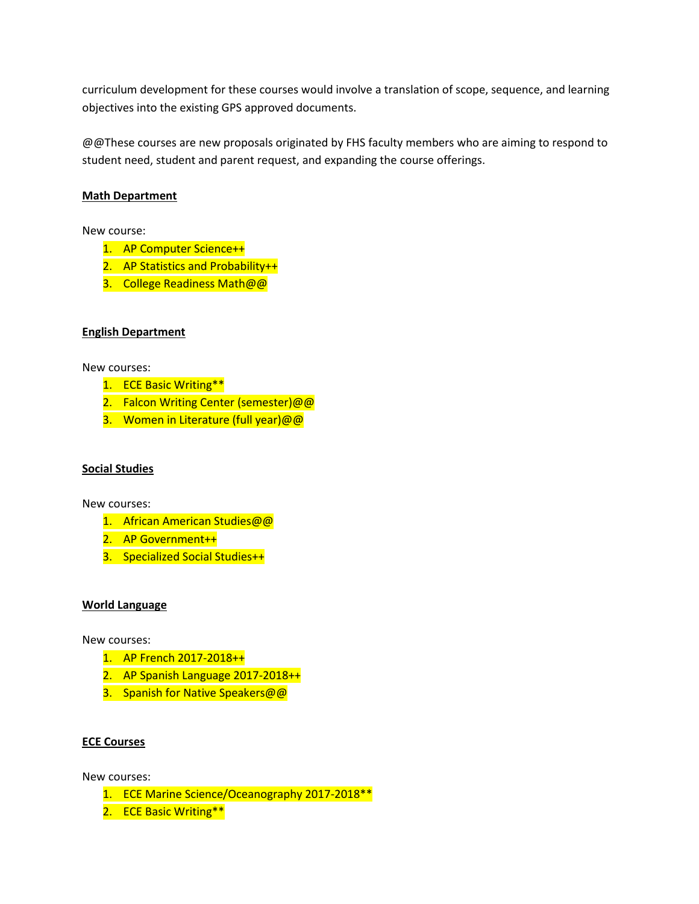curriculum development for these courses would involve a translation of scope, sequence, and learning objectives into the existing GPS approved documents.

@@These courses are new proposals originated by FHS faculty members who are aiming to respond to student need, student and parent request, and expanding the course offerings.

**Math Department**

New course:

1. AP Computer Science++
2. AP Statistics and Probability++
3. College Readiness Math@@

**English Department**

New courses:

1. ECE Basic Writing**
2. Falcon Writing Center (semester)@@
3. Women in Literature (full year)@@

**Social Studies**

New courses:

1. African American Studies@@
2. AP Government++
3. Specialized Social Studies++

**World Language**

New courses:

1. AP French 2017-2018++
2. AP Spanish Language 2017-2018++
3. Spanish for Native Speakers@@

**ECE Courses**

New courses:

1. ECE Marine Science/Oceanography 2017-2018**
2. ECE Basic Writing**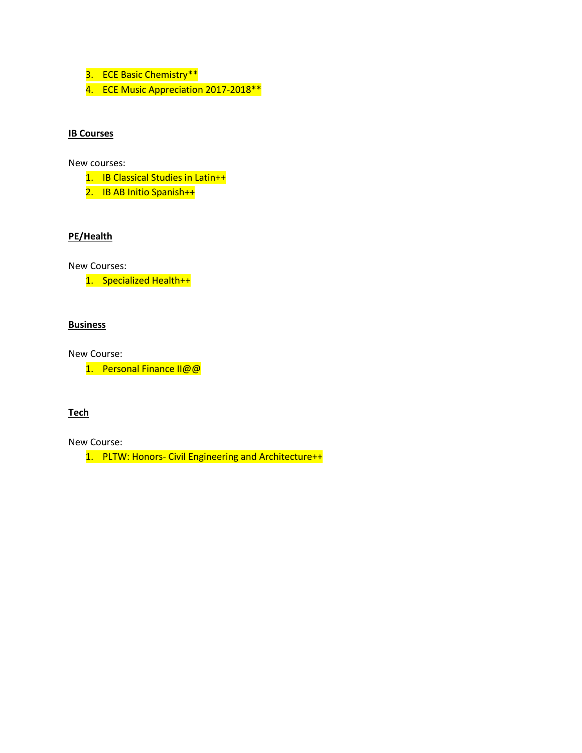3. ECE Basic Chemistry**
4. ECE Music Appreciation 2017-2018**

**IB Courses**

New courses:

1. IB Classical Studies in Latin++
2. IB AB Initio Spanish++

**PE/Health**

New Courses:

1. Specialized Health++

**Business**

New Course:

1. Personal Finance II@@

**Tech**

New Course:

1. PLTW: Honors- Civil Engineering and Architecture++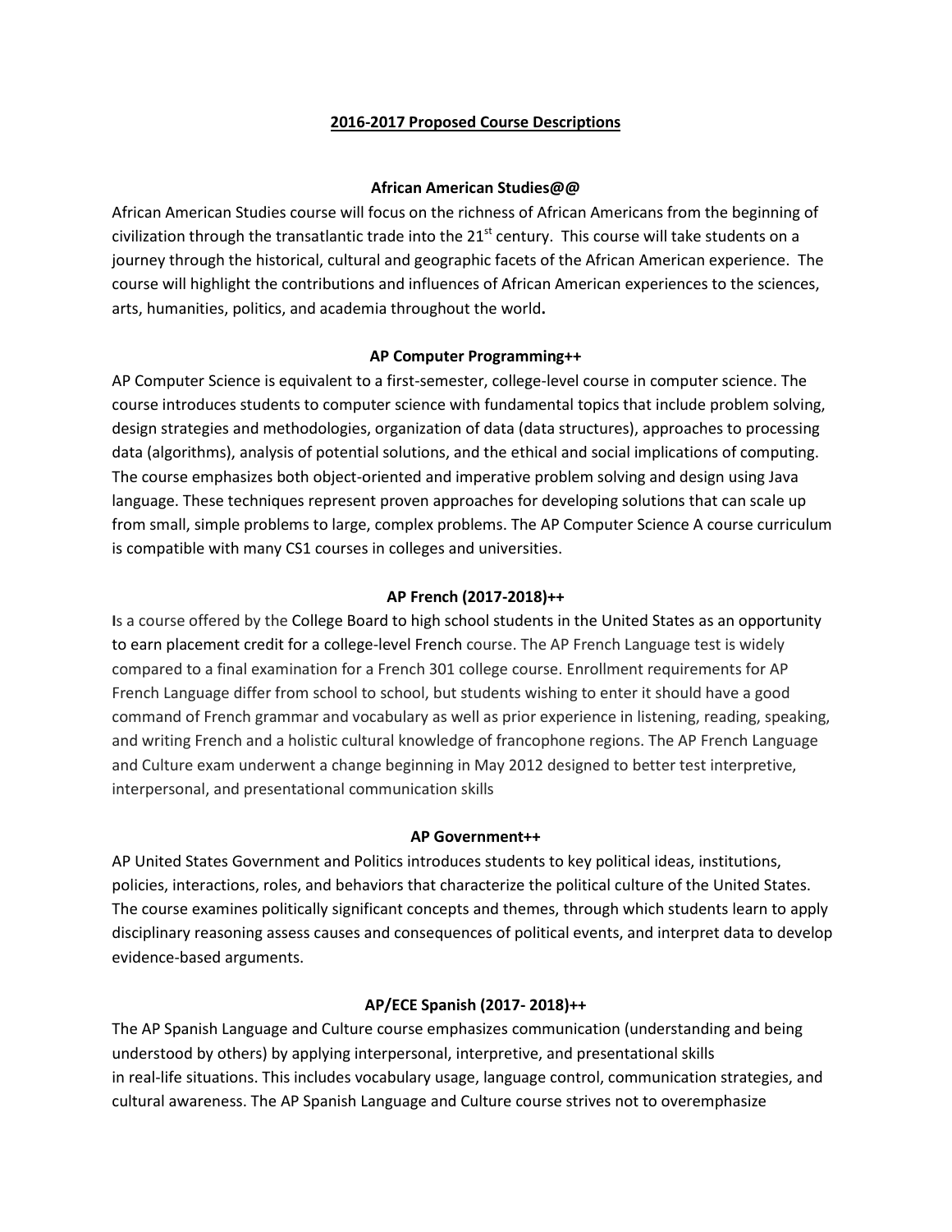## 2016-2017 Proposed Course Descriptions

### African American Studies@@

African American Studies course will focus on the richness of African Americans from the beginning of civilization through the transatlantic trade into the 21st century. This course will take students on a journey through the historical, cultural and geographic facets of the African American experience. The course will highlight the contributions and influences of African American experiences to the sciences, arts, humanities, politics, and academia throughout the world**.**

### AP Computer Programming++

AP Computer Science is equivalent to a first-semester, college-level course in computer science. The course introduces students to computer science with fundamental topics that include problem solving, design strategies and methodologies, organization of data (data structures), approaches to processing data (algorithms), analysis of potential solutions, and the ethical and social implications of computing. The course emphasizes both object-oriented and imperative problem solving and design using Java language. These techniques represent proven approaches for developing solutions that can scale up from small, simple problems to large, complex problems. The AP Computer Science A course curriculum is compatible with many CS1 courses in colleges and universities.

### AP French (2017-2018)++

Is a course offered by the College Board to high school students in the United States as an opportunity to earn placement credit for a college-level French course. The AP French Language test is widely compared to a final examination for a French 301 college course. Enrollment requirements for AP French Language differ from school to school, but students wishing to enter it should have a good command of French grammar and vocabulary as well as prior experience in listening, reading, speaking, and writing French and a holistic cultural knowledge of francophone regions. The AP French Language and Culture exam underwent a change beginning in May 2012 designed to better test interpretive, interpersonal, and presentational communication skills

### AP Government++

AP United States Government and Politics introduces students to key political ideas, institutions, policies, interactions, roles, and behaviors that characterize the political culture of the United States. The course examines politically significant concepts and themes, through which students learn to apply disciplinary reasoning assess causes and consequences of political events, and interpret data to develop evidence-based arguments.

### AP/ECE Spanish (2017- 2018)++

The AP Spanish Language and Culture course emphasizes communication (understanding and being understood by others) by applying interpersonal, interpretive, and presentational skills in real-life situations. This includes vocabulary usage, language control, communication strategies, and cultural awareness. The AP Spanish Language and Culture course strives not to overemphasize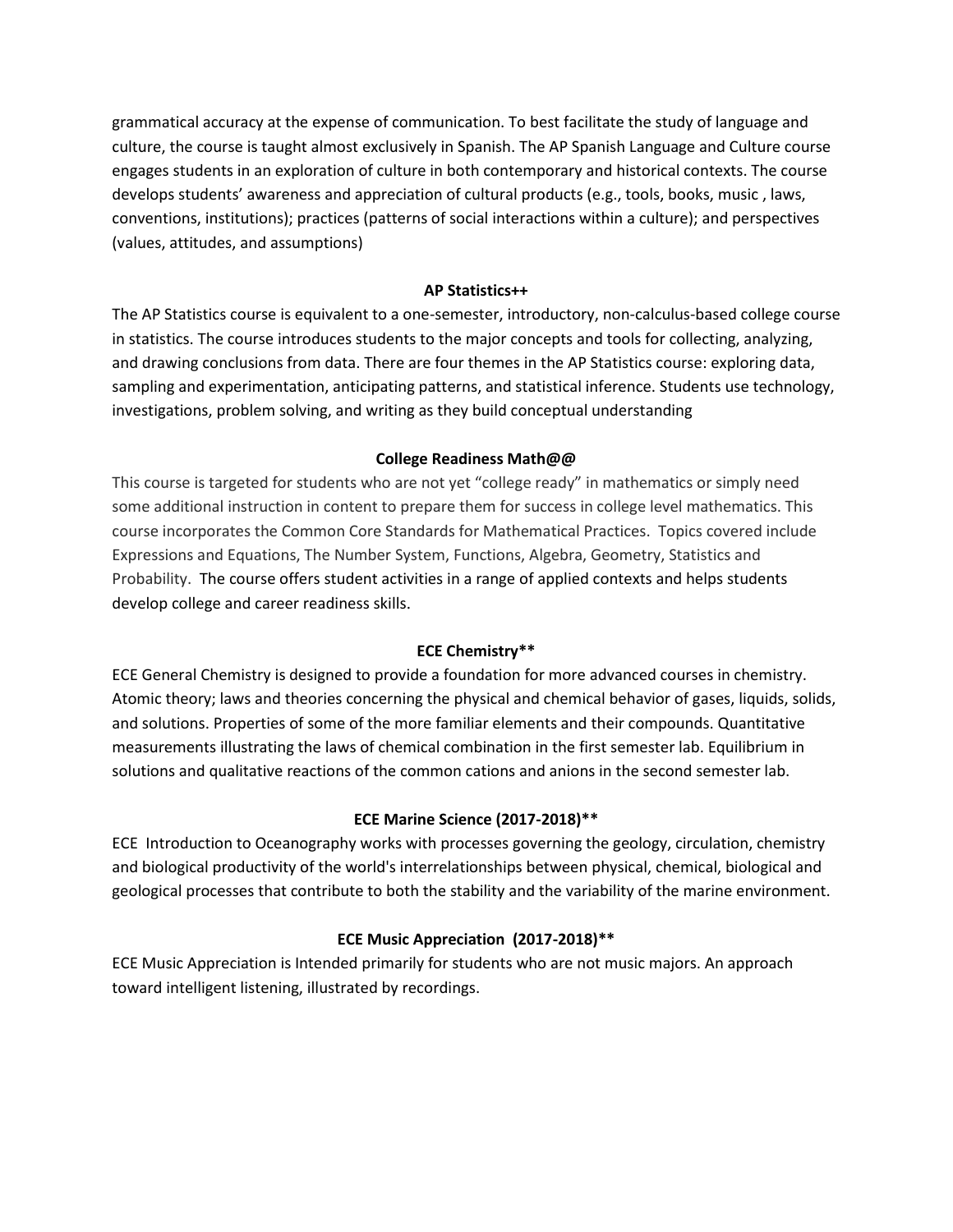grammatical accuracy at the expense of communication. To best facilitate the study of language and culture, the course is taught almost exclusively in Spanish. The AP Spanish Language and Culture course engages students in an exploration of culture in both contemporary and historical contexts. The course develops students' awareness and appreciation of cultural products (e.g., tools, books, music , laws, conventions, institutions); practices (patterns of social interactions within a culture); and perspectives (values, attitudes, and assumptions)

**AP Statistics++**

The AP Statistics course is equivalent to a one-semester, introductory, non-calculus-based college course in statistics. The course introduces students to the major concepts and tools for collecting, analyzing, and drawing conclusions from data. There are four themes in the AP Statistics course: exploring data, sampling and experimentation, anticipating patterns, and statistical inference. Students use technology, investigations, problem solving, and writing as they build conceptual understanding

**College Readiness Math@@**

This course is targeted for students who are not yet "college ready" in mathematics or simply need some additional instruction in content to prepare them for success in college level mathematics. This course incorporates the Common Core Standards for Mathematical Practices. Topics covered include Expressions and Equations, The Number System, Functions, Algebra, Geometry, Statistics and Probability. The course offers student activities in a range of applied contexts and helps students develop college and career readiness skills.

**ECE Chemistry****

ECE General Chemistry is designed to provide a foundation for more advanced courses in chemistry. Atomic theory; laws and theories concerning the physical and chemical behavior of gases, liquids, solids, and solutions. Properties of some of the more familiar elements and their compounds. Quantitative measurements illustrating the laws of chemical combination in the first semester lab. Equilibrium in solutions and qualitative reactions of the common cations and anions in the second semester lab.

**ECE Marine Science (2017-2018)****

ECE Introduction to Oceanography works with processes governing the geology, circulation, chemistry and biological productivity of the world's interrelationships between physical, chemical, biological and geological processes that contribute to both the stability and the variability of the marine environment.

**ECE Music Appreciation (2017-2018)****

ECE Music Appreciation is Intended primarily for students who are not music majors. An approach toward intelligent listening, illustrated by recordings.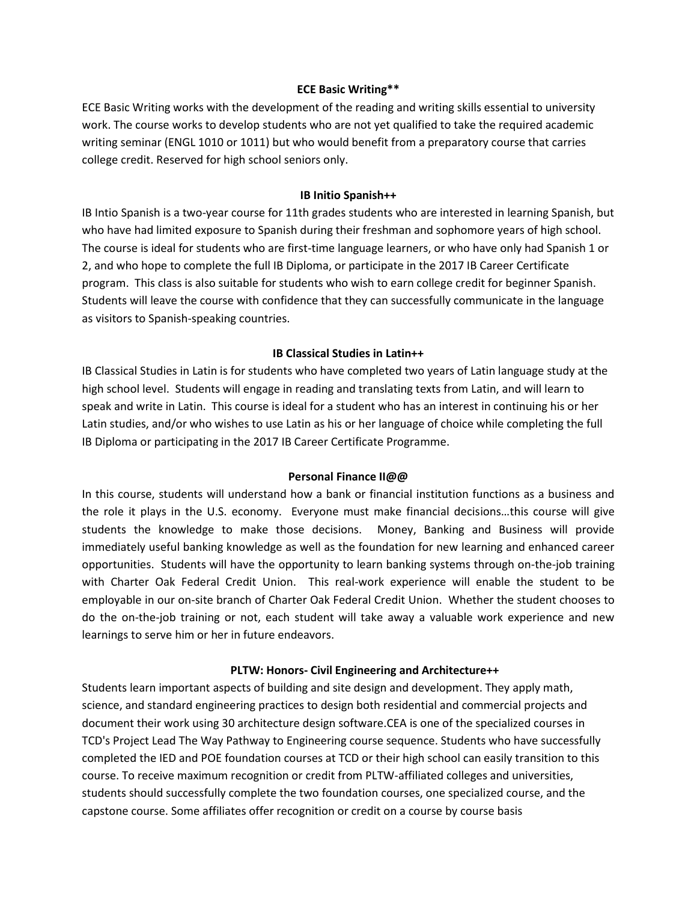### ECE Basic Writing**

ECE Basic Writing works with the development of the reading and writing skills essential to university work. The course works to develop students who are not yet qualified to take the required academic writing seminar (ENGL 1010 or 1011) but who would benefit from a preparatory course that carries college credit. Reserved for high school seniors only.

### IB Initio Spanish++

IB Intio Spanish is a two-year course for 11th grades students who are interested in learning Spanish, but who have had limited exposure to Spanish during their freshman and sophomore years of high school. The course is ideal for students who are first-time language learners, or who have only had Spanish 1 or 2, and who hope to complete the full IB Diploma, or participate in the 2017 IB Career Certificate program. This class is also suitable for students who wish to earn college credit for beginner Spanish. Students will leave the course with confidence that they can successfully communicate in the language as visitors to Spanish-speaking countries.

### IB Classical Studies in Latin++

IB Classical Studies in Latin is for students who have completed two years of Latin language study at the high school level. Students will engage in reading and translating texts from Latin, and will learn to speak and write in Latin. This course is ideal for a student who has an interest in continuing his or her Latin studies, and/or who wishes to use Latin as his or her language of choice while completing the full IB Diploma or participating in the 2017 IB Career Certificate Programme.

### Personal Finance II@@

In this course, students will understand how a bank or financial institution functions as a business and the role it plays in the U.S. economy. Everyone must make financial decisions…this course will give students the knowledge to make those decisions. Money, Banking and Business will provide immediately useful banking knowledge as well as the foundation for new learning and enhanced career opportunities. Students will have the opportunity to learn banking systems through on-the-job training with Charter Oak Federal Credit Union. This real-work experience will enable the student to be employable in our on-site branch of Charter Oak Federal Credit Union. Whether the student chooses to do the on-the-job training or not, each student will take away a valuable work experience and new learnings to serve him or her in future endeavors.

### PLTW: Honors- Civil Engineering and Architecture++

Students learn important aspects of building and site design and development. They apply math, science, and standard engineering practices to design both residential and commercial projects and document their work using 30 architecture design software.CEA is one of the specialized courses in TCD's Project Lead The Way Pathway to Engineering course sequence. Students who have successfully completed the IED and POE foundation courses at TCD or their high school can easily transition to this course. To receive maximum recognition or credit from PLTW-affiliated colleges and universities, students should successfully complete the two foundation courses, one specialized course, and the capstone course. Some affiliates offer recognition or credit on a course by course basis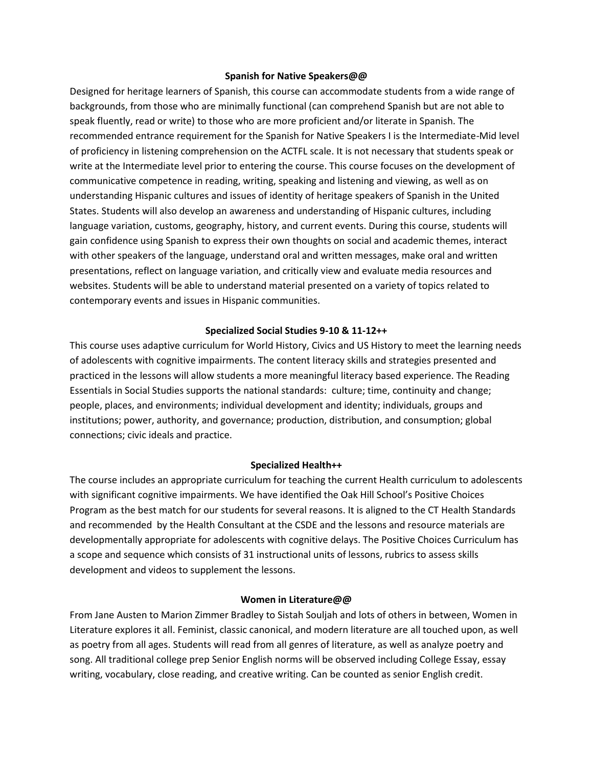### Spanish for Native Speakers@@

Designed for heritage learners of Spanish, this course can accommodate students from a wide range of backgrounds, from those who are minimally functional (can comprehend Spanish but are not able to speak fluently, read or write) to those who are more proficient and/or literate in Spanish. The recommended entrance requirement for the Spanish for Native Speakers I is the Intermediate-Mid level of proficiency in listening comprehension on the ACTFL scale. It is not necessary that students speak or write at the Intermediate level prior to entering the course. This course focuses on the development of communicative competence in reading, writing, speaking and listening and viewing, as well as on understanding Hispanic cultures and issues of identity of heritage speakers of Spanish in the United States. Students will also develop an awareness and understanding of Hispanic cultures, including language variation, customs, geography, history, and current events. During this course, students will gain confidence using Spanish to express their own thoughts on social and academic themes, interact with other speakers of the language, understand oral and written messages, make oral and written presentations, reflect on language variation, and critically view and evaluate media resources and websites. Students will be able to understand material presented on a variety of topics related to contemporary events and issues in Hispanic communities.

### Specialized Social Studies 9-10 & 11-12++

This course uses adaptive curriculum for World History, Civics and US History to meet the learning needs of adolescents with cognitive impairments. The content literacy skills and strategies presented and practiced in the lessons will allow students a more meaningful literacy based experience. The Reading Essentials in Social Studies supports the national standards: culture; time, continuity and change; people, places, and environments; individual development and identity; individuals, groups and institutions; power, authority, and governance; production, distribution, and consumption; global connections; civic ideals and practice.

### Specialized Health++

The course includes an appropriate curriculum for teaching the current Health curriculum to adolescents with significant cognitive impairments. We have identified the Oak Hill School's Positive Choices Program as the best match for our students for several reasons. It is aligned to the CT Health Standards and recommended by the Health Consultant at the CSDE and the lessons and resource materials are developmentally appropriate for adolescents with cognitive delays. The Positive Choices Curriculum has a scope and sequence which consists of 31 instructional units of lessons, rubrics to assess skills development and videos to supplement the lessons.

### Women in Literature@@

From Jane Austen to Marion Zimmer Bradley to Sistah Souljah and lots of others in between, Women in Literature explores it all. Feminist, classic canonical, and modern literature are all touched upon, as well as poetry from all ages. Students will read from all genres of literature, as well as analyze poetry and song. All traditional college prep Senior English norms will be observed including College Essay, essay writing, vocabulary, close reading, and creative writing. Can be counted as senior English credit.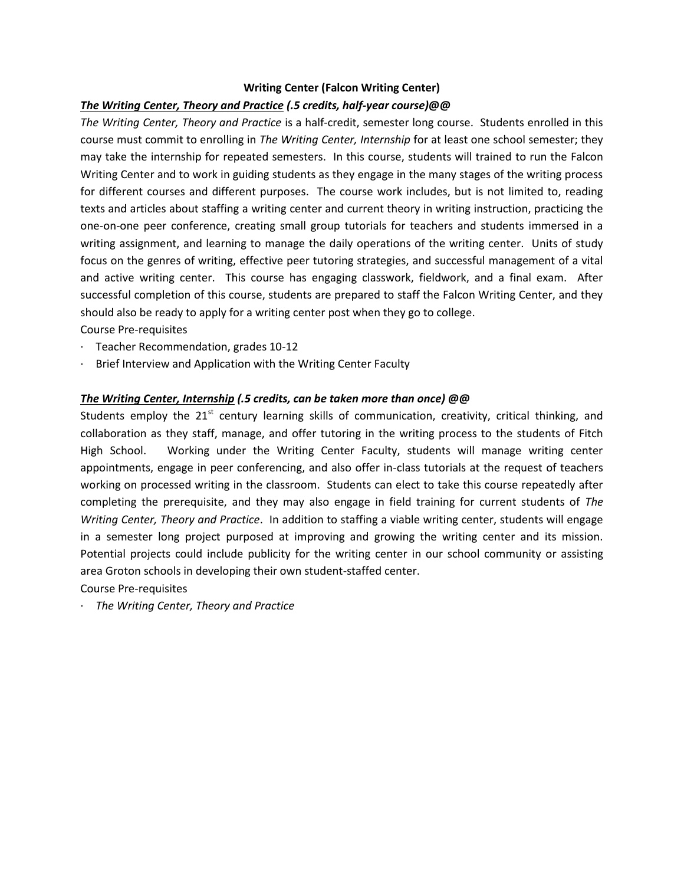**Writing Center (Falcon Writing Center)**

***The Writing Center, Theory and Practice* (.5 credits, half-year course)@@**

*The Writing Center, Theory and Practice* is a half-credit, semester long course. Students enrolled in this course must commit to enrolling in *The Writing Center, Internship* for at least one school semester; they may take the internship for repeated semesters. In this course, students will trained to run the Falcon Writing Center and to work in guiding students as they engage in the many stages of the writing process for different courses and different purposes. The course work includes, but is not limited to, reading texts and articles about staffing a writing center and current theory in writing instruction, practicing the one-on-one peer conference, creating small group tutorials for teachers and students immersed in a writing assignment, and learning to manage the daily operations of the writing center. Units of study focus on the genres of writing, effective peer tutoring strategies, and successful management of a vital and active writing center. This course has engaging classwork, fieldwork, and a final exam. After successful completion of this course, students are prepared to staff the Falcon Writing Center, and they should also be ready to apply for a writing center post when they go to college.

Course Pre-requisites

- Teacher Recommendation, grades 10-12
- Brief Interview and Application with the Writing Center Faculty

***The Writing Center, Internship* (.5 credits, can be taken more than once) @@**

Students employ the 21st century learning skills of communication, creativity, critical thinking, and collaboration as they staff, manage, and offer tutoring in the writing process to the students of Fitch High School. Working under the Writing Center Faculty, students will manage writing center appointments, engage in peer conferencing, and also offer in-class tutorials at the request of teachers working on processed writing in the classroom. Students can elect to take this course repeatedly after completing the prerequisite, and they may also engage in field training for current students of *The Writing Center, Theory and Practice*. In addition to staffing a viable writing center, students will engage in a semester long project purposed at improving and growing the writing center and its mission. Potential projects could include publicity for the writing center in our school community or assisting area Groton schools in developing their own student-staffed center.

Course Pre-requisites

- *The Writing Center, Theory and Practice*